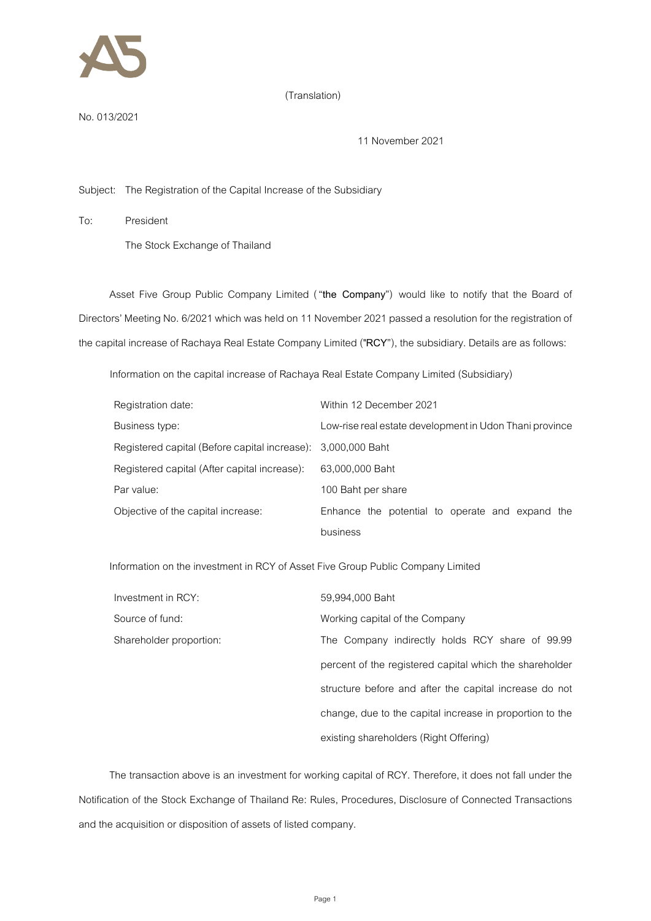(Translation)

No. 013/2021

11 November 2021

Subject: The Registration of the Capital Increase of the Subsidiary

To: President

The Stock Exchange of Thailand

Asset Five Group Public Company Limited (**"the Company"**) would like to notify that the Board of Directors' Meeting No. 6/2021 which was held on 11 November 2021 passed a resolution for the registration of the capital increase of Rachaya Real Estate Company Limited (**"RCY"**), the subsidiary. Details are as follows:

Information on the capital increase of Rachaya Real Estate Company Limited (Subsidiary)

| | |
|---|---|
| Registration date: | Within 12 December 2021 |
| Business type: | Low-rise real estate development in Udon Thani province |
| Registered capital (Before capital increase): | 3,000,000 Baht |
| Registered capital (After capital increase): | 63,000,000 Baht |
| Par value: | 100 Baht per share |
| Objective of the capital increase: | Enhance the potential to operate and expand the business |

Information on the investment in RCY of Asset Five Group Public Company Limited

| | |
|---|---|
| Investment in RCY: | 59,994,000 Baht |
| Source of fund: | Working capital of the Company |
| Shareholder proportion: | The Company indirectly holds RCY share of 99.99 percent of the registered capital which the shareholder structure before and after the capital increase do not change, due to the capital increase in proportion to the existing shareholders (Right Offering) |

The transaction above is an investment for working capital of RCY. Therefore, it does not fall under the Notification of the Stock Exchange of Thailand Re: Rules, Procedures, Disclosure of Connected Transactions and the acquisition or disposition of assets of listed company.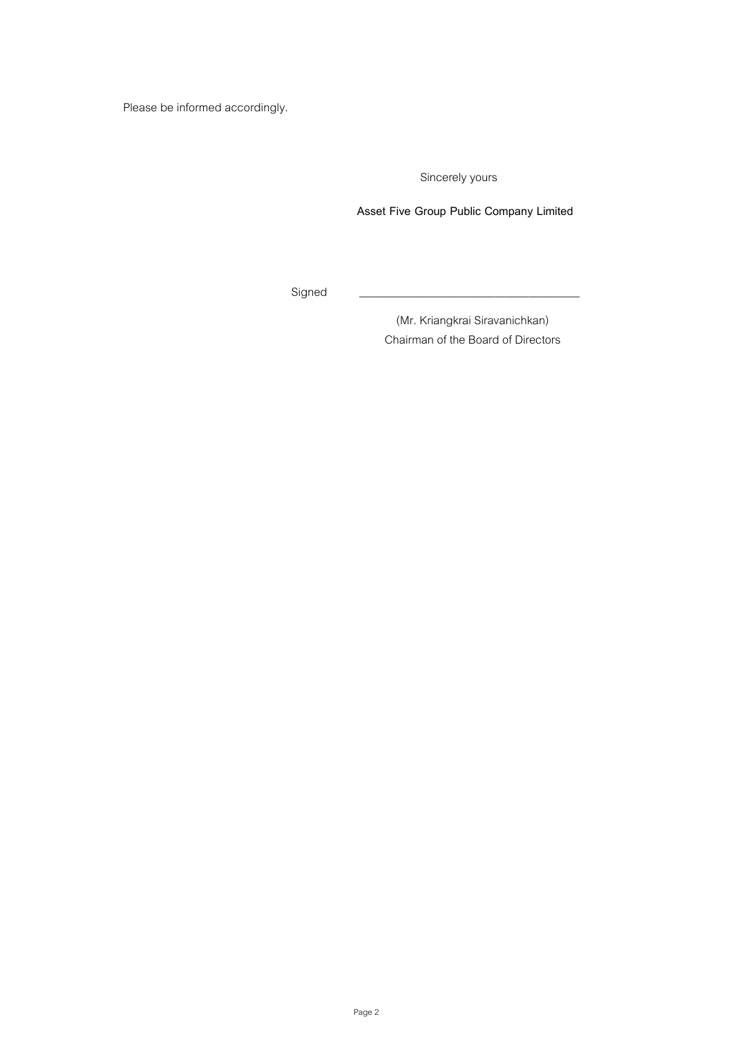Please be informed accordingly.

Sincerely yours

**Asset Five Group Public Company Limited**

Signed ______________________________________

(Mr. Kriangkrai Siravanichkan)

Chairman of the Board of Directors